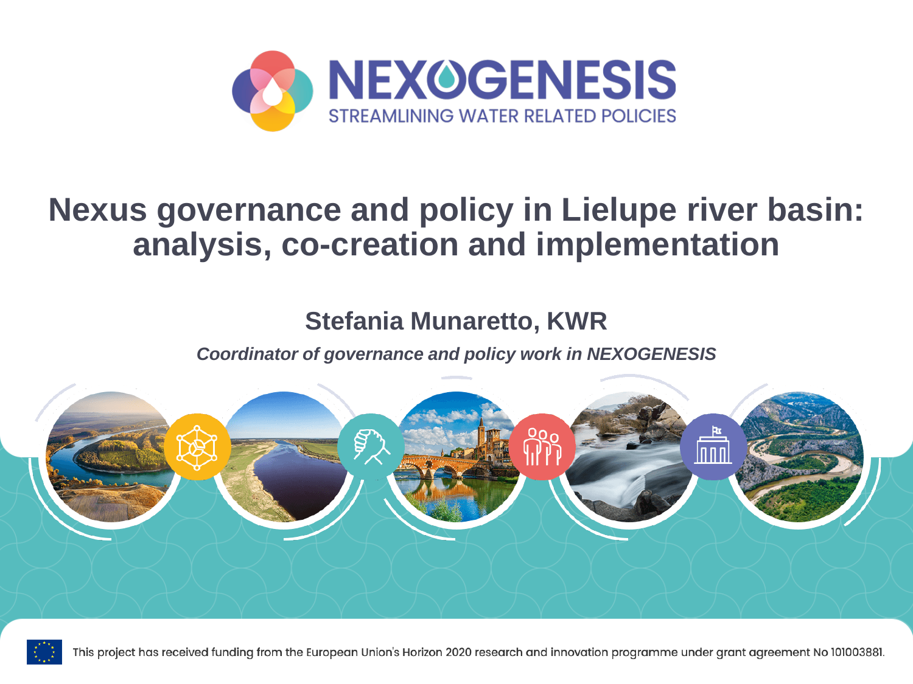NEXOGENESIS

STREAMLINING WATER RELATED POLICIES

# Nexus governance and policy in Lielupe river basin: analysis, co-creation and implementation

## Stefania Munaretto, KWR

*Coordinator of governance and policy work in NEXOGENESIS*

This project has received funding from the European Union's Horizon 2020 research and innovation programme under grant agreement No 101003881.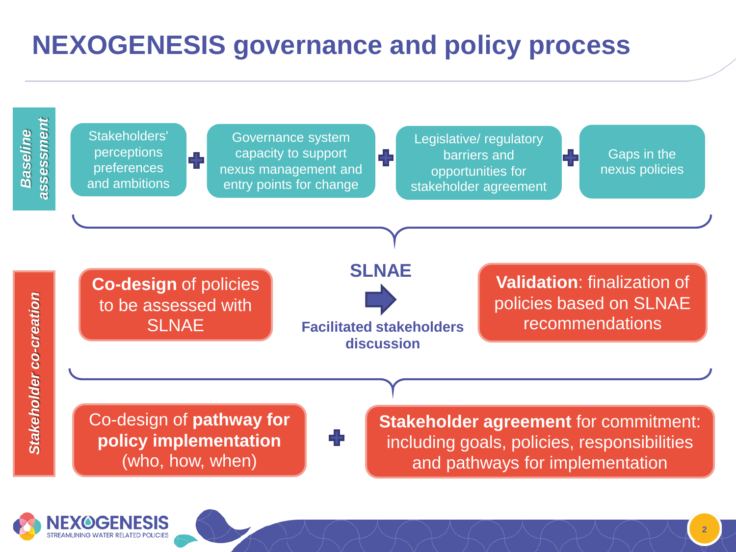# NEXOGENESIS governance and policy process

## *Baseline assessment*

- Stakeholders' perceptions preferences and ambitions
- Governance system capacity to support nexus management and entry points for change
- Legislative/ regulatory barriers and opportunities for stakeholder agreement
- Gaps in the nexus policies

## *Stakeholder co-creation*

**Co-design** of policies to be assessed with SLNAE

**SLNAE** → **Facilitated stakeholders discussion**

**Validation**: finalization of policies based on SLNAE recommendations

Co-design of **pathway for policy implementation** (who, how, when)

\+

**Stakeholder agreement** for commitment: including goals, policies, responsibilities and pathways for implementation

NEXOGENESIS
STREAMLINING WATER RELATED POLICIES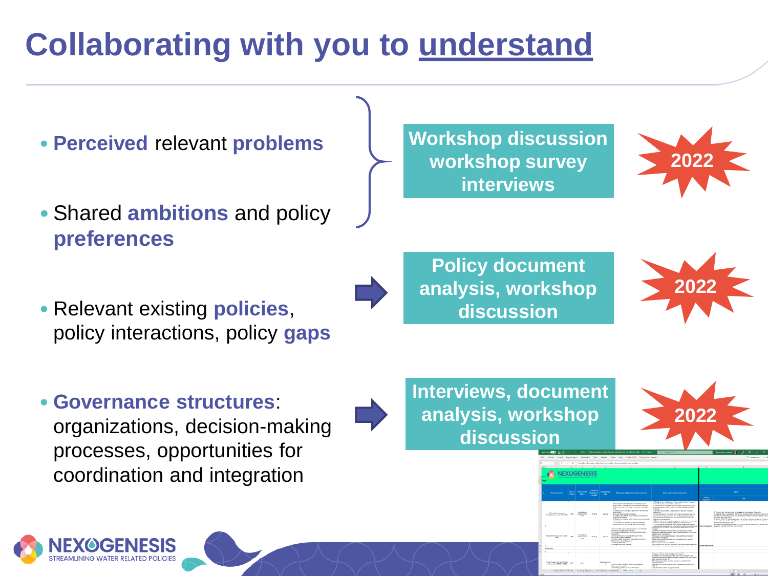# Collaborating with you to understand

- **Perceived** relevant **problems**
- Shared **ambitions** and policy **preferences**

**Workshop discussion workshop survey interviews** — 2022

- Relevant existing **policies**, policy interactions, policy **gaps**

**Policy document analysis, workshop discussion** — 2022

- **Governance structures**: organizations, decision-making processes, opportunities for coordination and integration

**Interviews, document analysis, workshop discussion** — 2022

NEXOGENESIS
STREAMLINING WATER RELATED POLICIES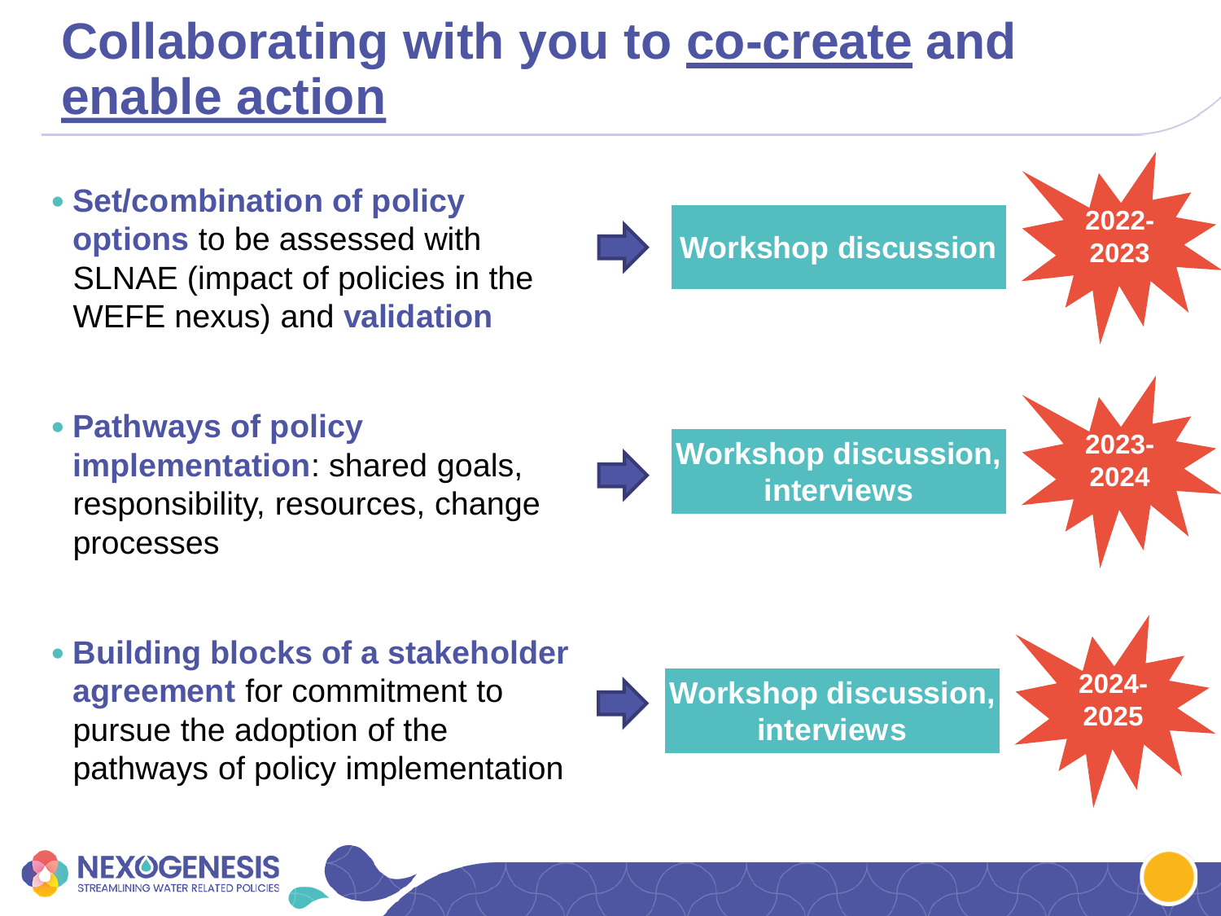# Collaborating with you to co-create and enable action

- **Set/combination of policy options** to be assessed with SLNAE (impact of policies in the WEFE nexus) and **validation** → **Workshop discussion** — **2022-2023**

- **Pathways of policy implementation**: shared goals, responsibility, resources, change processes → **Workshop discussion, interviews** — **2023-2024**

- **Building blocks of a stakeholder agreement** for commitment to pursue the adoption of the pathways of policy implementation → **Workshop discussion, interviews** — **2024-2025**

NEXOGENESIS
STREAMLINING WATER RELATED POLICIES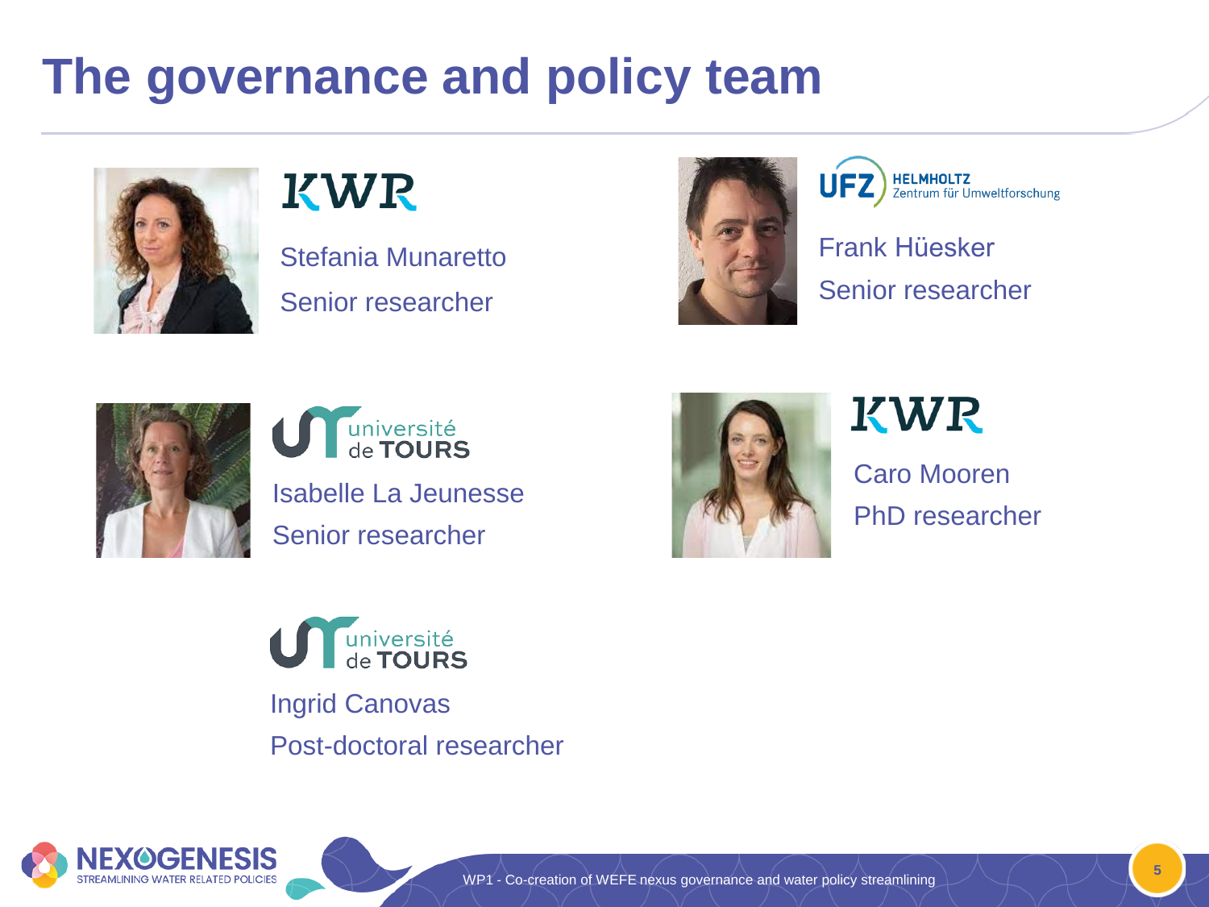# The governance and policy team

KWR

Stefania Munaretto

Senior researcher

UFZ HELMHOLTZ Zentrum für Umweltforschung

Frank Hüesker

Senior researcher

université de TOURS

Isabelle La Jeunesse

Senior researcher

KWR

Caro Mooren

PhD researcher

université de TOURS

Ingrid Canovas

Post-doctoral researcher

NEXOGENESIS STREAMLINING WATER RELATED POLICIES

WP1 - Co-creation of WEFE nexus governance and water policy streamlining